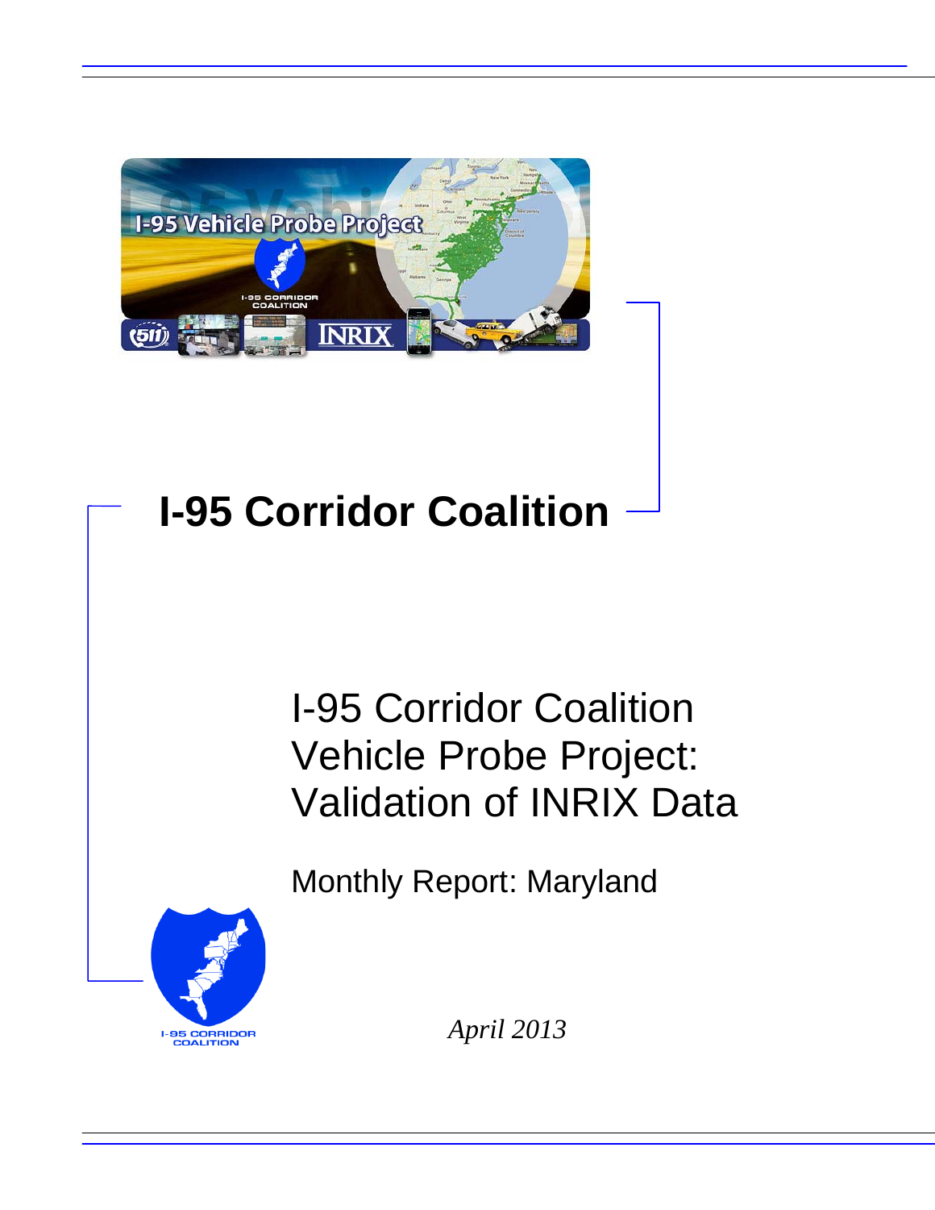# I-95 Corridor Coalition

## I-95 Corridor Coalition Vehicle Probe Project: Validation of INRIX Data

Monthly Report: Maryland

*April 2013*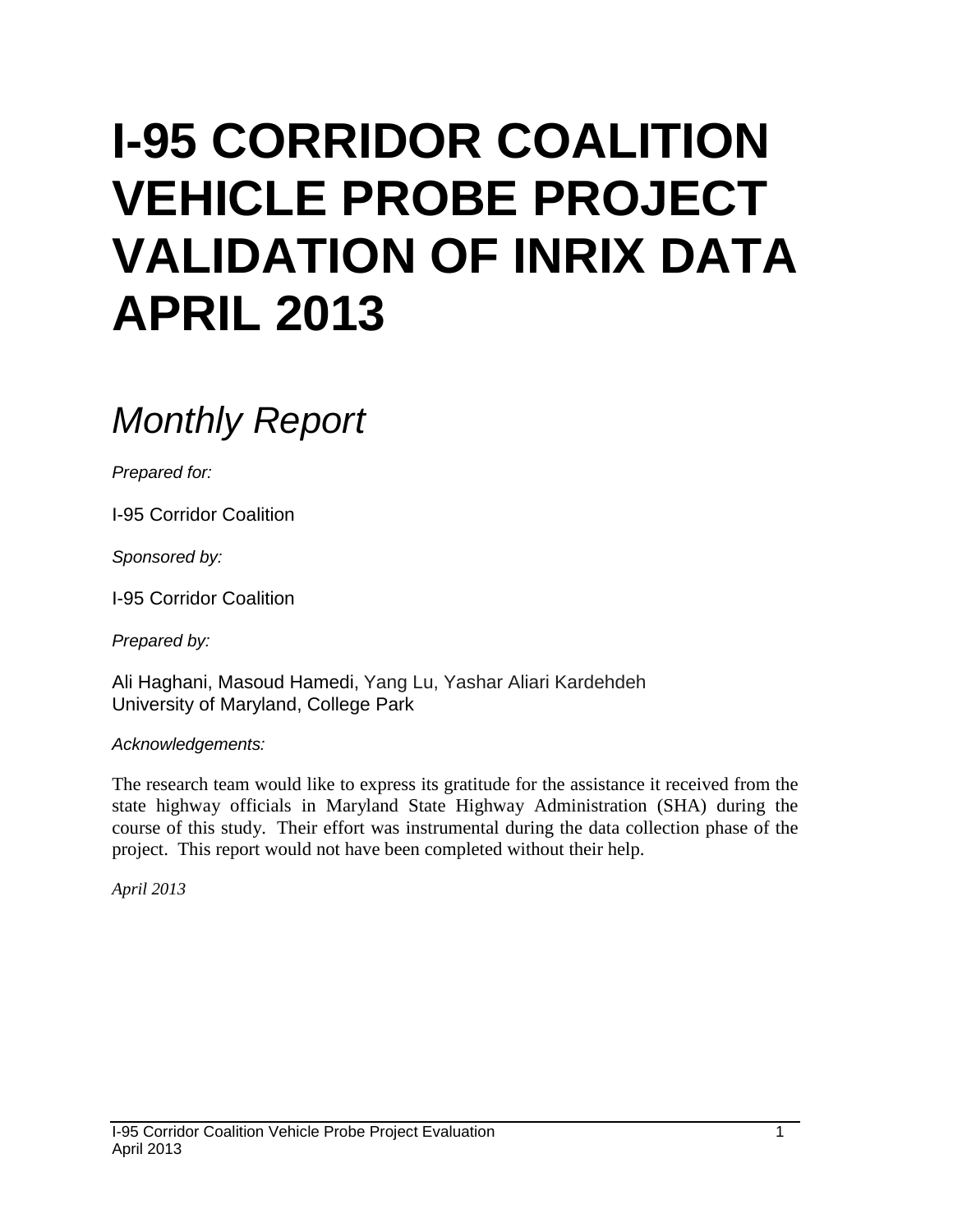# I-95 CORRIDOR COALITION VEHICLE PROBE PROJECT VALIDATION OF INRIX DATA APRIL 2013

## *Monthly Report*

*Prepared for:*

I-95 Corridor Coalition

*Sponsored by:*

I-95 Corridor Coalition

*Prepared by:*

Ali Haghani, Masoud Hamedi, Yang Lu, Yashar Aliari Kardehdeh
University of Maryland, College Park

*Acknowledgements:*

The research team would like to express its gratitude for the assistance it received from the state highway officials in Maryland State Highway Administration (SHA) during the course of this study. Their effort was instrumental during the data collection phase of the project. This report would not have been completed without their help.

*April 2013*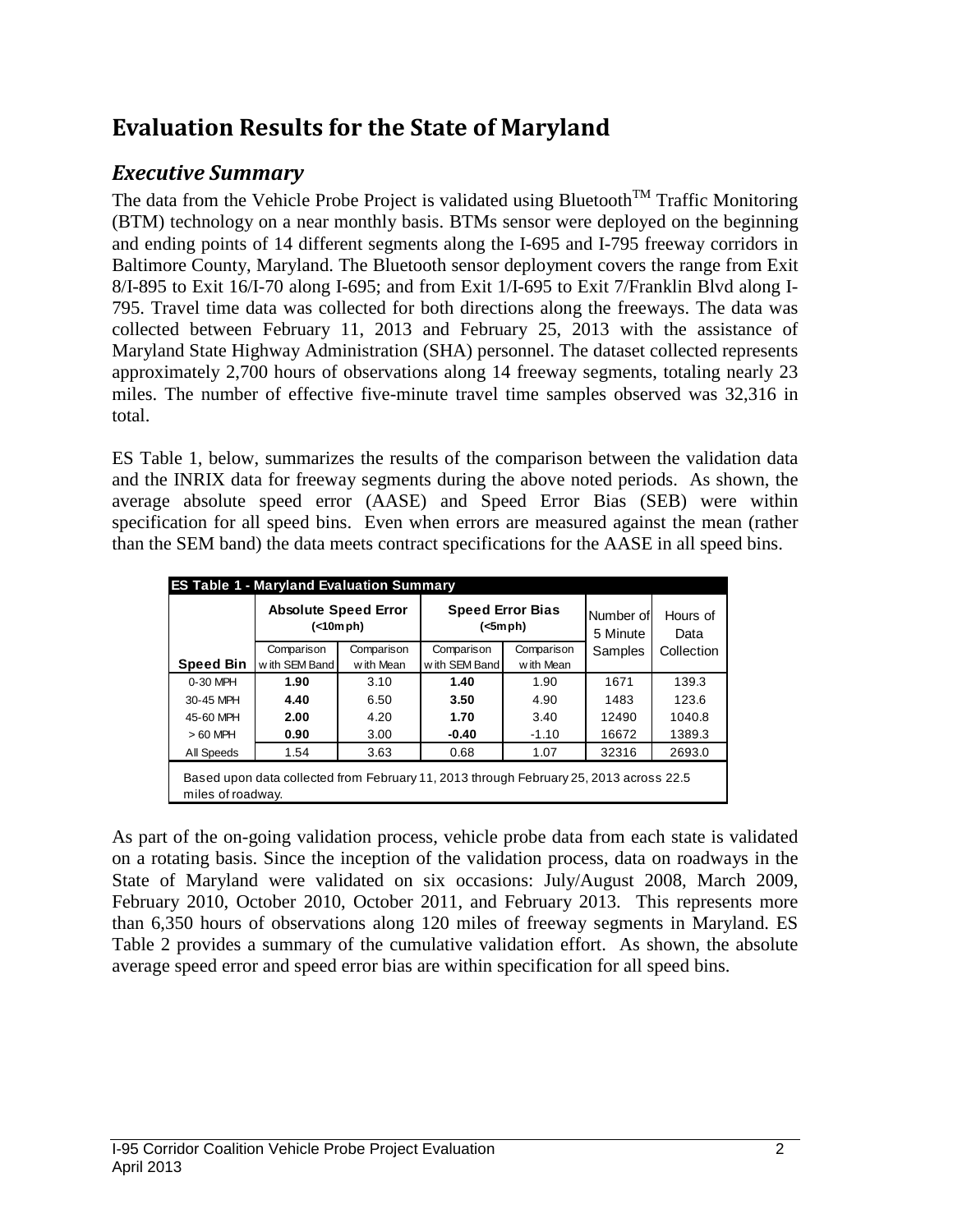# Evaluation Results for the State of Maryland

## *Executive Summary*

The data from the Vehicle Probe Project is validated using Bluetooth™ Traffic Monitoring (BTM) technology on a near monthly basis. BTMs sensor were deployed on the beginning and ending points of 14 different segments along the I-695 and I-795 freeway corridors in Baltimore County, Maryland. The Bluetooth sensor deployment covers the range from Exit 8/I-895 to Exit 16/I-70 along I-695; and from Exit 1/I-695 to Exit 7/Franklin Blvd along I-795. Travel time data was collected for both directions along the freeways. The data was collected between February 11, 2013 and February 25, 2013 with the assistance of Maryland State Highway Administration (SHA) personnel. The dataset collected represents approximately 2,700 hours of observations along 14 freeway segments, totaling nearly 23 miles. The number of effective five-minute travel time samples observed was 32,316 in total.

ES Table 1, below, summarizes the results of the comparison between the validation data and the INRIX data for freeway segments during the above noted periods. As shown, the average absolute speed error (AASE) and Speed Error Bias (SEB) were within specification for all speed bins. Even when errors are measured against the mean (rather than the SEM band) the data meets contract specifications for the AASE in all speed bins.

**ES Table 1 - Maryland Evaluation Summary**

| | Absolute Speed Error (<10mph) | | Speed Error Bias (<5mph) | | Number of 5 Minute Samples | Hours of Data Collection |
|---|---|---|---|---|---|---|
| **Speed Bin** | Comparison with SEM Band | Comparison with Mean | Comparison with SEM Band | Comparison with Mean | | |
| 0-30 MPH | **1.90** | 3.10 | **1.40** | 1.90 | 1671 | 139.3 |
| 30-45 MPH | **4.40** | 6.50 | **3.50** | 4.90 | 1483 | 123.6 |
| 45-60 MPH | **2.00** | 4.20 | **1.70** | 3.40 | 12490 | 1040.8 |
| > 60 MPH | **0.90** | 3.00 | **-0.40** | -1.10 | 16672 | 1389.3 |
| All Speeds | 1.54 | 3.63 | 0.68 | 1.07 | 32316 | 2693.0 |

Based upon data collected from February 11, 2013 through February 25, 2013 across 22.5 miles of roadway.

As part of the on-going validation process, vehicle probe data from each state is validated on a rotating basis. Since the inception of the validation process, data on roadways in the State of Maryland were validated on six occasions: July/August 2008, March 2009, February 2010, October 2010, October 2011, and February 2013. This represents more than 6,350 hours of observations along 120 miles of freeway segments in Maryland. ES Table 2 provides a summary of the cumulative validation effort. As shown, the absolute average speed error and speed error bias are within specification for all speed bins.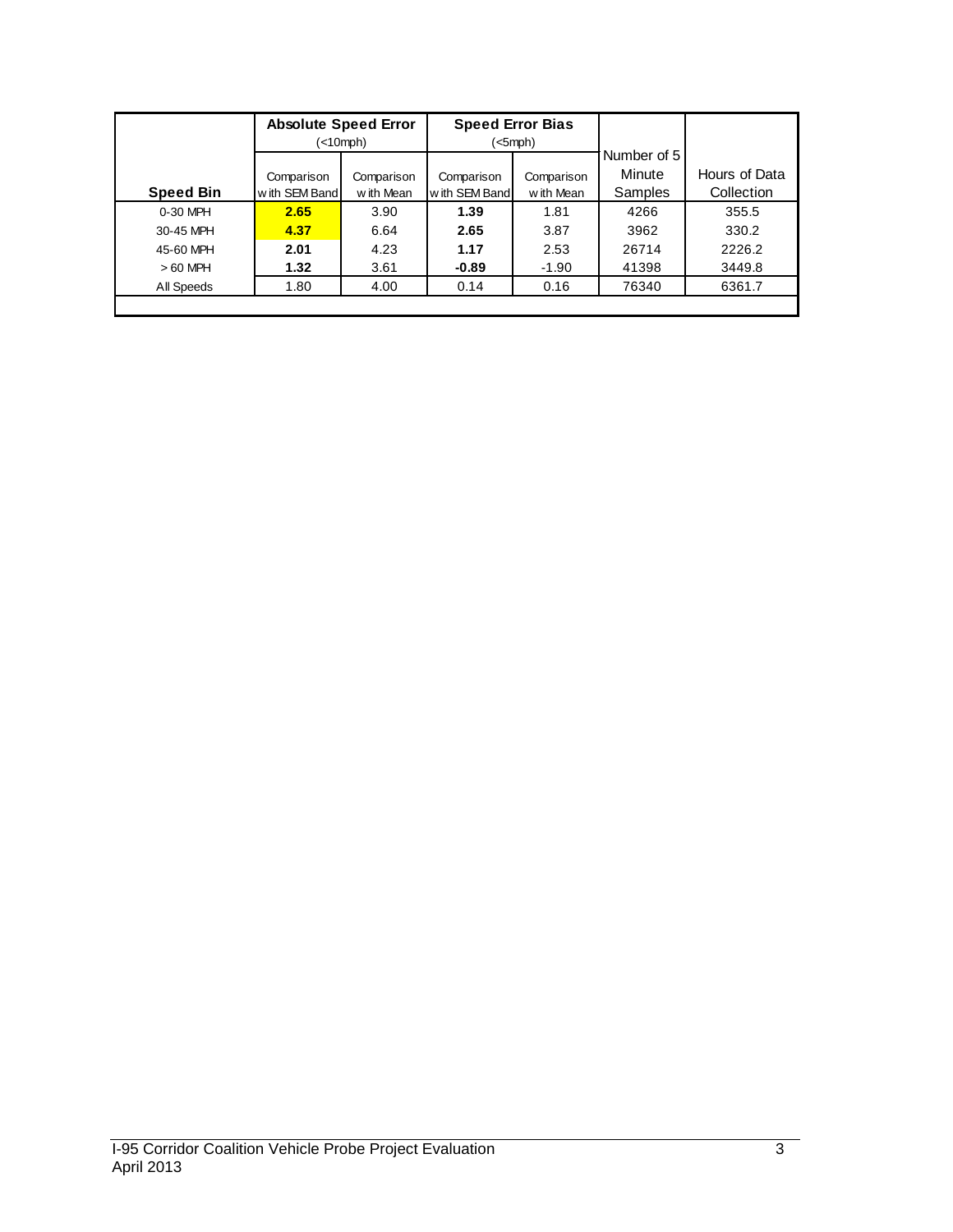| Speed Bin | Absolute Speed Error (<10mph) | | Speed Error Bias (<5mph) | | Number of 5 Minute Samples | Hours of Data Collection |
|---|---|---|---|---|---|---|
| | Comparison with SEM Band | Comparison with Mean | Comparison with SEM Band | Comparison with Mean | | |
| 0-30 MPH | **2.65** | 3.90 | **1.39** | 1.81 | 4266 | 355.5 |
| 30-45 MPH | **4.37** | 6.64 | **2.65** | 3.87 | 3962 | 330.2 |
| 45-60 MPH | **2.01** | 4.23 | **1.17** | 2.53 | 26714 | 2226.2 |
| > 60 MPH | **1.32** | 3.61 | **-0.89** | -1.90 | 41398 | 3449.8 |
| All Speeds | 1.80 | 4.00 | 0.14 | 0.16 | 76340 | 6361.7 |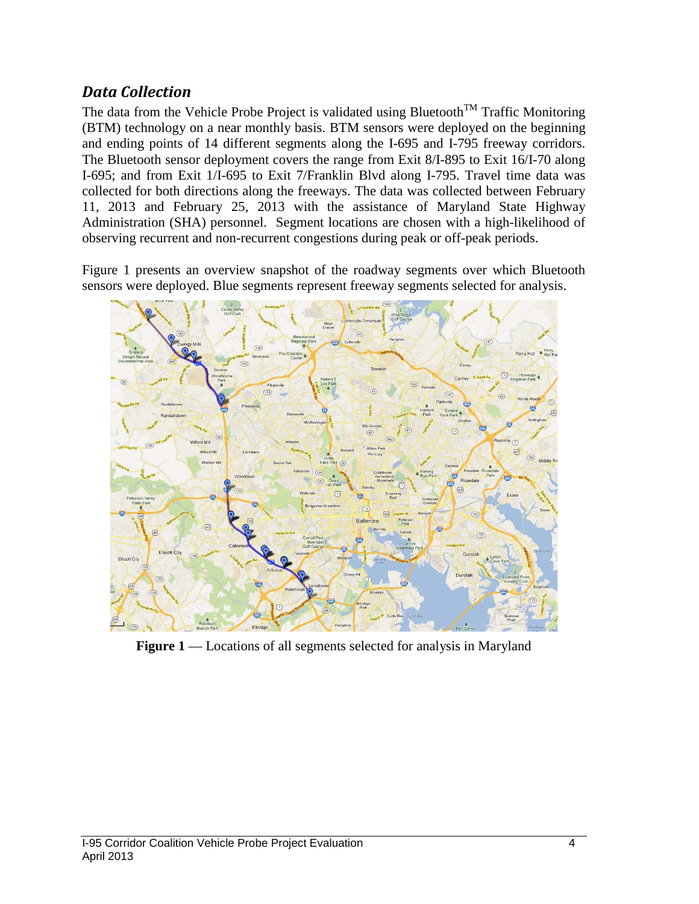## *Data Collection*

The data from the Vehicle Probe Project is validated using Bluetooth[TM] Traffic Monitoring (BTM) technology on a near monthly basis. BTM sensors were deployed on the beginning and ending points of 14 different segments along the I-695 and I-795 freeway corridors. The Bluetooth sensor deployment covers the range from Exit 8/I-895 to Exit 16/I-70 along I-695; and from Exit 1/I-695 to Exit 7/Franklin Blvd along I-795. Travel time data was collected for both directions along the freeways. The data was collected between February 11, 2013 and February 25, 2013 with the assistance of Maryland State Highway Administration (SHA) personnel. Segment locations are chosen with a high-likelihood of observing recurrent and non-recurrent congestions during peak or off-peak periods.

Figure 1 presents an overview snapshot of the roadway segments over which Bluetooth sensors were deployed. Blue segments represent freeway segments selected for analysis.

**Figure 1** — Locations of all segments selected for analysis in Maryland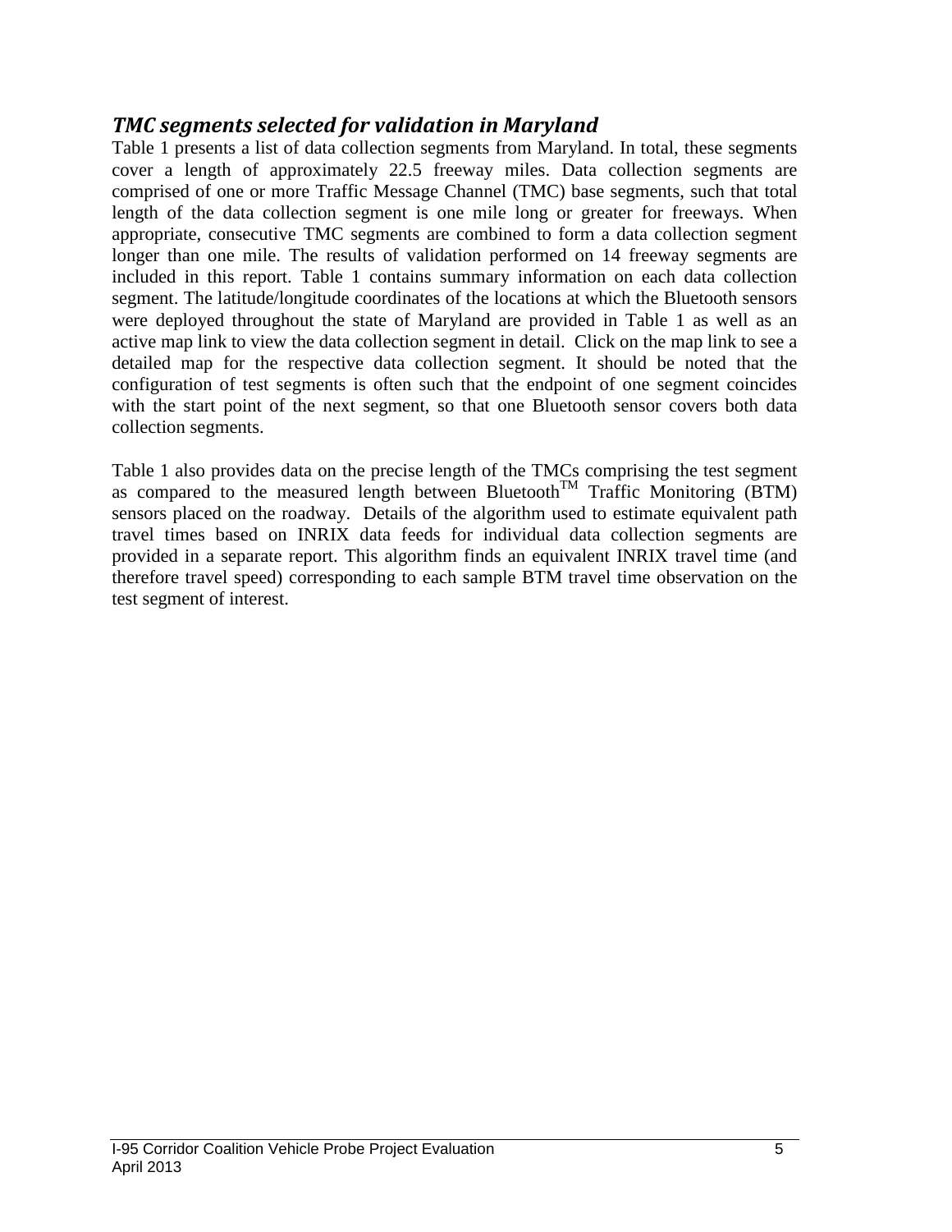### *TMC segments selected for validation in Maryland*

Table 1 presents a list of data collection segments from Maryland. In total, these segments cover a length of approximately 22.5 freeway miles. Data collection segments are comprised of one or more Traffic Message Channel (TMC) base segments, such that total length of the data collection segment is one mile long or greater for freeways. When appropriate, consecutive TMC segments are combined to form a data collection segment longer than one mile. The results of validation performed on 14 freeway segments are included in this report. Table 1 contains summary information on each data collection segment. The latitude/longitude coordinates of the locations at which the Bluetooth sensors were deployed throughout the state of Maryland are provided in Table 1 as well as an active map link to view the data collection segment in detail. Click on the map link to see a detailed map for the respective data collection segment. It should be noted that the configuration of test segments is often such that the endpoint of one segment coincides with the start point of the next segment, so that one Bluetooth sensor covers both data collection segments.

Table 1 also provides data on the precise length of the TMCs comprising the test segment as compared to the measured length between Bluetooth™ Traffic Monitoring (BTM) sensors placed on the roadway. Details of the algorithm used to estimate equivalent path travel times based on INRIX data feeds for individual data collection segments are provided in a separate report. This algorithm finds an equivalent INRIX travel time (and therefore travel speed) corresponding to each sample BTM travel time observation on the test segment of interest.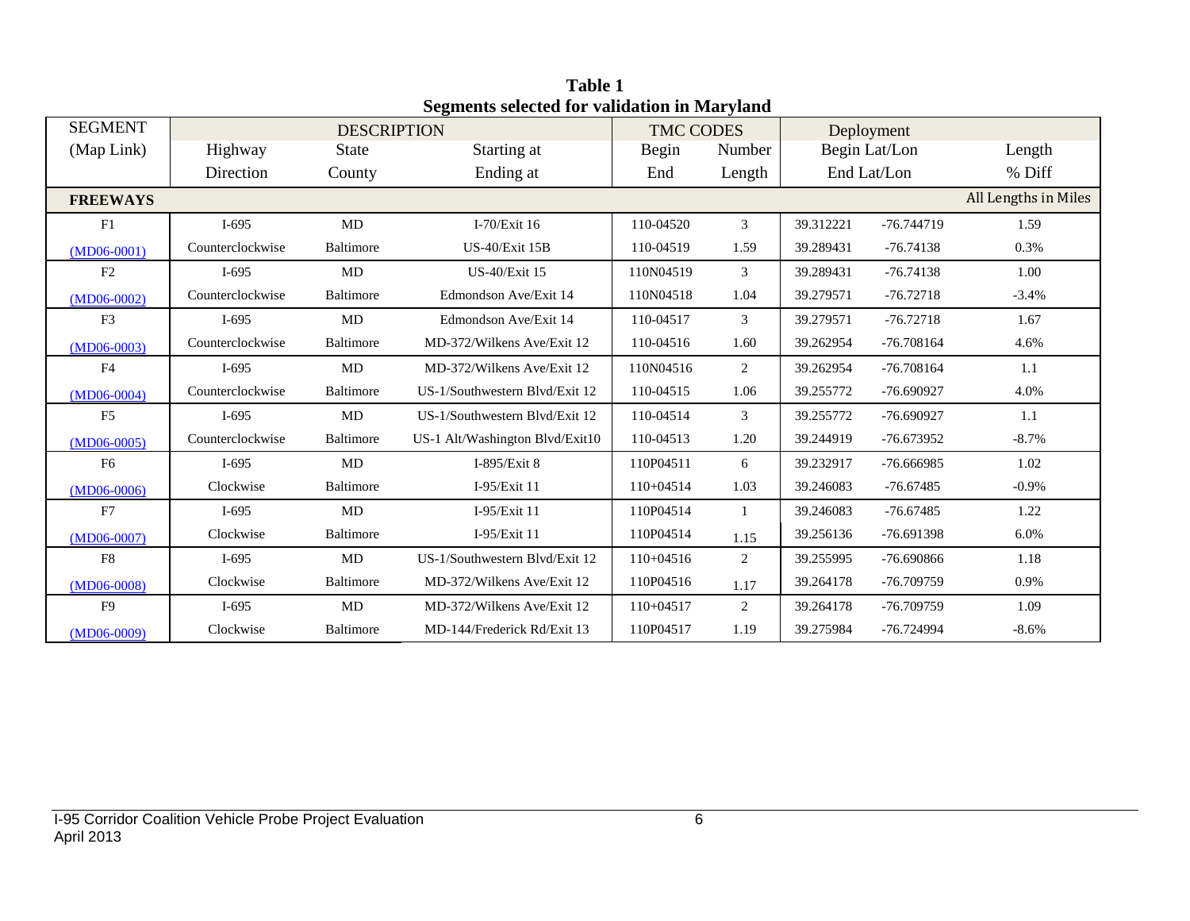**Table 1**
**Segments selected for validation in Maryland**

| SEGMENT | DESCRIPTION | | | TMC CODES | | Deployment | | |
|---|---|---|---|---|---|---|---|---|
| (Map Link) | Highway | State | Starting at | Begin | Number | Begin Lat/Lon | | Length |
| | Direction | County | Ending at | End | Length | End Lat/Lon | | % Diff |
| **FREEWAYS** | | | | | | | | All Lengths in Miles |
| F1 | I-695 | MD | I-70/Exit 16 | 110-04520 | 3 | 39.312221 | -76.744719 | 1.59 |
| (MD06-0001) | Counterclockwise | Baltimore | US-40/Exit 15B | 110-04519 | 1.59 | 39.289431 | -76.74138 | 0.3% |
| F2 | I-695 | MD | US-40/Exit 15 | 110N04519 | 3 | 39.289431 | -76.74138 | 1.00 |
| (MD06-0002) | Counterclockwise | Baltimore | Edmondson Ave/Exit 14 | 110N04518 | 1.04 | 39.279571 | -76.72718 | -3.4% |
| F3 | I-695 | MD | Edmondson Ave/Exit 14 | 110-04517 | 3 | 39.279571 | -76.72718 | 1.67 |
| (MD06-0003) | Counterclockwise | Baltimore | MD-372/Wilkens Ave/Exit 12 | 110-04516 | 1.60 | 39.262954 | -76.708164 | 4.6% |
| F4 | I-695 | MD | MD-372/Wilkens Ave/Exit 12 | 110N04516 | 2 | 39.262954 | -76.708164 | 1.1 |
| (MD06-0004) | Counterclockwise | Baltimore | US-1/Southwestern Blvd/Exit 12 | 110-04515 | 1.06 | 39.255772 | -76.690927 | 4.0% |
| F5 | I-695 | MD | US-1/Southwestern Blvd/Exit 12 | 110-04514 | 3 | 39.255772 | -76.690927 | 1.1 |
| (MD06-0005) | Counterclockwise | Baltimore | US-1 Alt/Washington Blvd/Exit10 | 110-04513 | 1.20 | 39.244919 | -76.673952 | -8.7% |
| F6 | I-695 | MD | I-895/Exit 8 | 110P04511 | 6 | 39.232917 | -76.666985 | 1.02 |
| (MD06-0006) | Clockwise | Baltimore | I-95/Exit 11 | 110+04514 | 1.03 | 39.246083 | -76.67485 | -0.9% |
| F7 | I-695 | MD | I-95/Exit 11 | 110P04514 | 1 | 39.246083 | -76.67485 | 1.22 |
| (MD06-0007) | Clockwise | Baltimore | I-95/Exit 11 | 110P04514 | 1.15 | 39.256136 | -76.691398 | 6.0% |
| F8 | I-695 | MD | US-1/Southwestern Blvd/Exit 12 | 110+04516 | 2 | 39.255995 | -76.690866 | 1.18 |
| (MD06-0008) | Clockwise | Baltimore | MD-372/Wilkens Ave/Exit 12 | 110P04516 | 1.17 | 39.264178 | -76.709759 | 0.9% |
| F9 | I-695 | MD | MD-372/Wilkens Ave/Exit 12 | 110+04517 | 2 | 39.264178 | -76.709759 | 1.09 |
| (MD06-0009) | Clockwise | Baltimore | MD-144/Frederick Rd/Exit 13 | 110P04517 | 1.19 | 39.275984 | -76.724994 | -8.6% |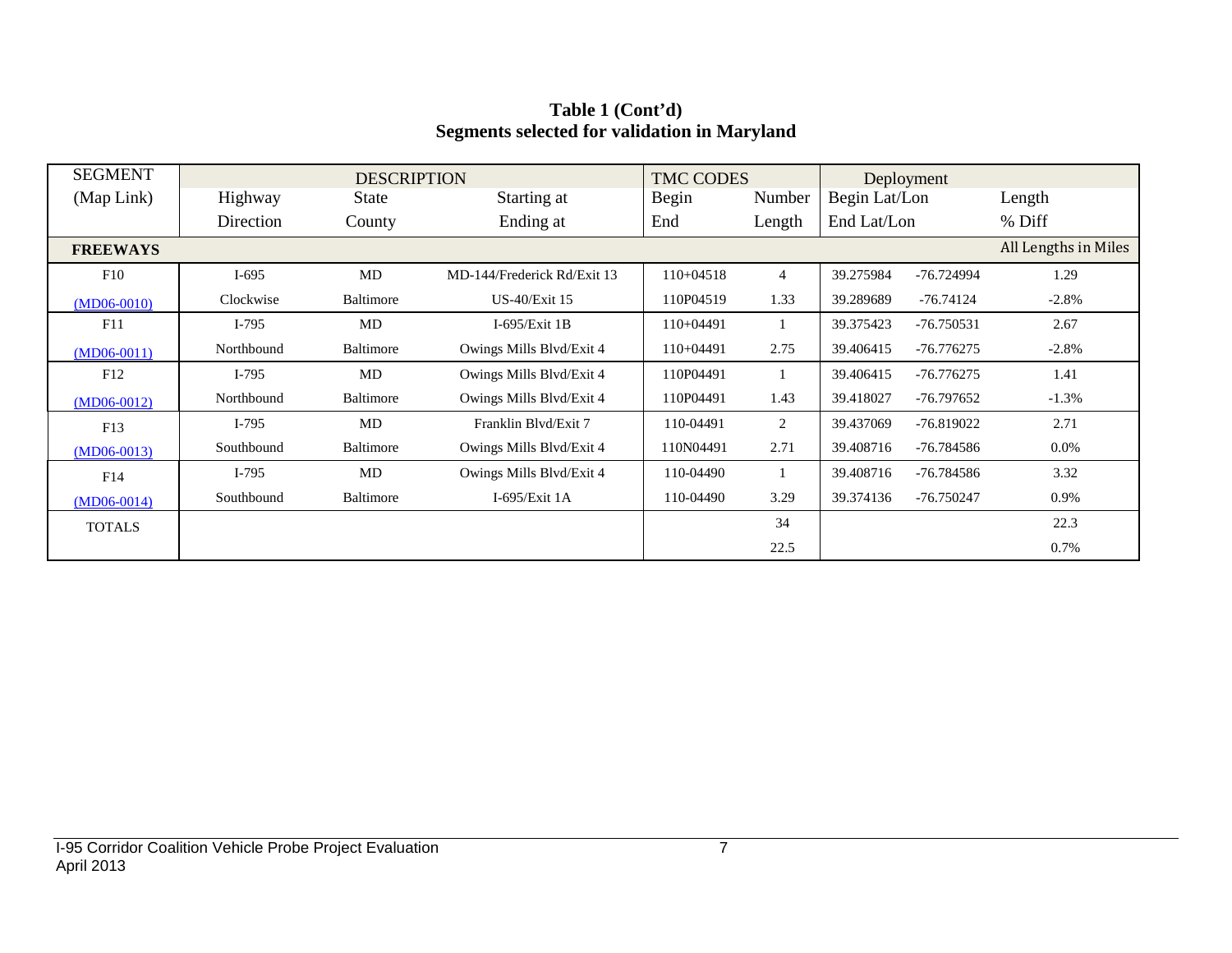**Table 1 (Cont'd)**
**Segments selected for validation in Maryland**

| SEGMENT | DESCRIPTION | | | TMC CODES | | Deployment | | |
|---|---|---|---|---|---|---|---|---|
| (Map Link) | Highway | State | Starting at | Begin | Number | Begin Lat/Lon | | Length |
| | Direction | County | Ending at | End | Length | End Lat/Lon | | % Diff |
| **FREEWAYS** | | | | | | | | All Lengths in Miles |
| F10 | I-695 | MD | MD-144/Frederick Rd/Exit 13 | 110+04518 | 4 | 39.275984 | -76.724994 | 1.29 |
| (MD06-0010) | Clockwise | Baltimore | US-40/Exit 15 | 110P04519 | 1.33 | 39.289689 | -76.74124 | -2.8% |
| F11 | I-795 | MD | I-695/Exit 1B | 110+04491 | 1 | 39.375423 | -76.750531 | 2.67 |
| (MD06-0011) | Northbound | Baltimore | Owings Mills Blvd/Exit 4 | 110+04491 | 2.75 | 39.406415 | -76.776275 | -2.8% |
| F12 | I-795 | MD | Owings Mills Blvd/Exit 4 | 110P04491 | 1 | 39.406415 | -76.776275 | 1.41 |
| (MD06-0012) | Northbound | Baltimore | Owings Mills Blvd/Exit 4 | 110P04491 | 1.43 | 39.418027 | -76.797652 | -1.3% |
| F13 | I-795 | MD | Franklin Blvd/Exit 7 | 110-04491 | 2 | 39.437069 | -76.819022 | 2.71 |
| (MD06-0013) | Southbound | Baltimore | Owings Mills Blvd/Exit 4 | 110N04491 | 2.71 | 39.408716 | -76.784586 | 0.0% |
| F14 | I-795 | MD | Owings Mills Blvd/Exit 4 | 110-04490 | 1 | 39.408716 | -76.784586 | 3.32 |
| (MD06-0014) | Southbound | Baltimore | I-695/Exit 1A | 110-04490 | 3.29 | 39.374136 | -76.750247 | 0.9% |
| TOTALS | | | | | 34 | | | 22.3 |
| | | | | | 22.5 | | | 0.7% |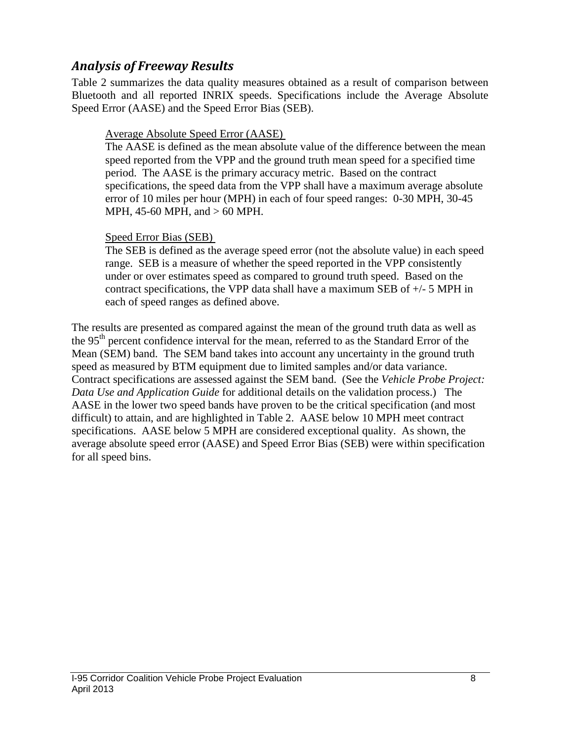## *Analysis of Freeway Results*

Table 2 summarizes the data quality measures obtained as a result of comparison between Bluetooth and all reported INRIX speeds. Specifications include the Average Absolute Speed Error (AASE) and the Speed Error Bias (SEB).

> Average Absolute Speed Error (AASE)
>
> The AASE is defined as the mean absolute value of the difference between the mean speed reported from the VPP and the ground truth mean speed for a specified time period. The AASE is the primary accuracy metric. Based on the contract specifications, the speed data from the VPP shall have a maximum average absolute error of 10 miles per hour (MPH) in each of four speed ranges: 0-30 MPH, 30-45 MPH, 45-60 MPH, and > 60 MPH.
>
> Speed Error Bias (SEB)
>
> The SEB is defined as the average speed error (not the absolute value) in each speed range. SEB is a measure of whether the speed reported in the VPP consistently under or over estimates speed as compared to ground truth speed. Based on the contract specifications, the VPP data shall have a maximum SEB of +/- 5 MPH in each of speed ranges as defined above.

The results are presented as compared against the mean of the ground truth data as well as the 95th percent confidence interval for the mean, referred to as the Standard Error of the Mean (SEM) band. The SEM band takes into account any uncertainty in the ground truth speed as measured by BTM equipment due to limited samples and/or data variance. Contract specifications are assessed against the SEM band. (See the *Vehicle Probe Project: Data Use and Application Guide* for additional details on the validation process.) The AASE in the lower two speed bands have proven to be the critical specification (and most difficult) to attain, and are highlighted in Table 2. AASE below 10 MPH meet contract specifications. AASE below 5 MPH are considered exceptional quality. As shown, the average absolute speed error (AASE) and Speed Error Bias (SEB) were within specification for all speed bins.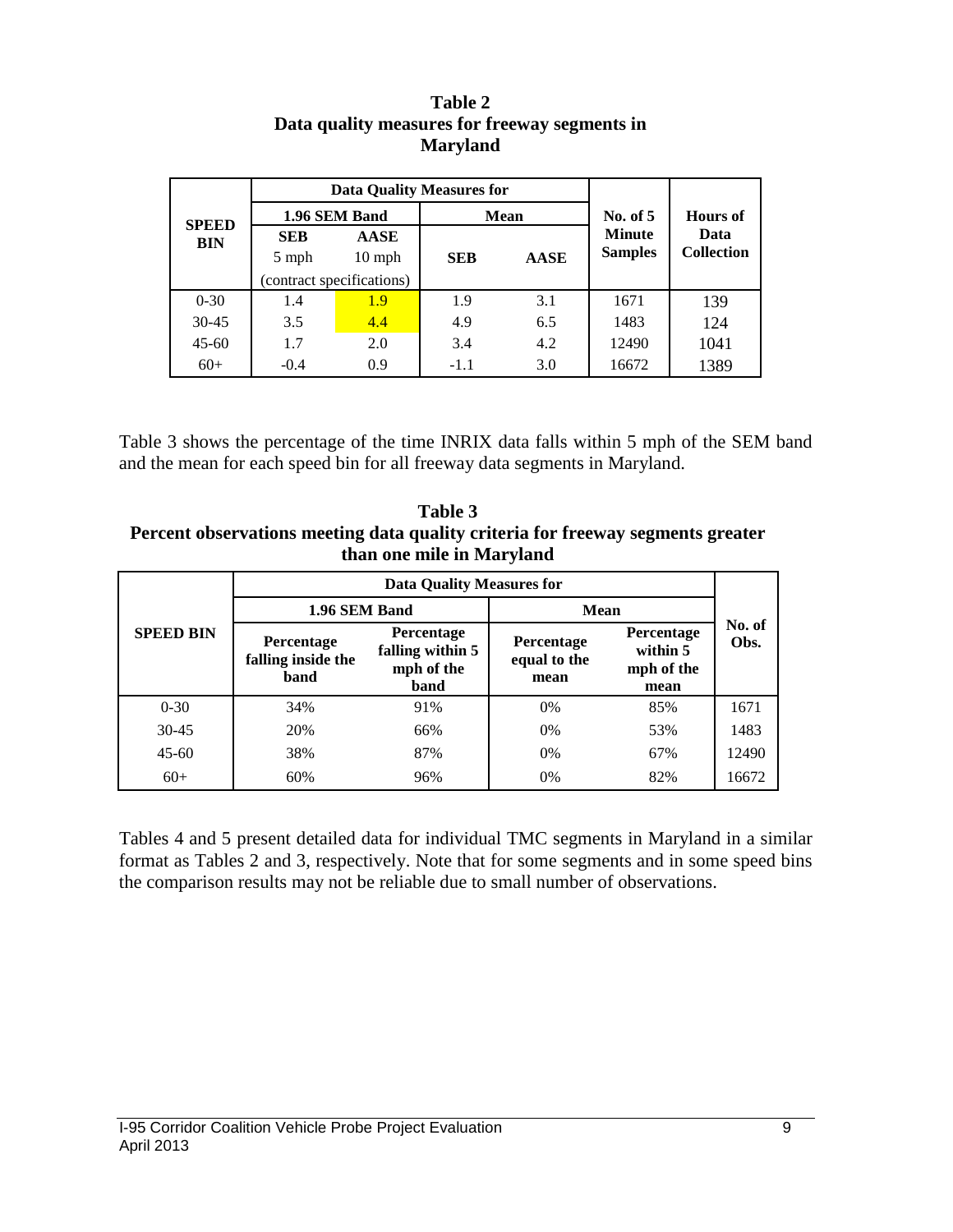**Table 2**
**Data quality measures for freeway segments in Maryland**

| SPEED BIN | Data Quality Measures for | | | | No. of 5 Minute Samples | Hours of Data Collection |
|---|---|---|---|---|---|---|
| | 1.96 SEM Band | | Mean | | | |
| | SEB 5 mph (contract specifications) | AASE 10 mph (contract specifications) | SEB | AASE | | |
| 0-30 | 1.4 | 1.9 | 1.9 | 3.1 | 1671 | 139 |
| 30-45 | 3.5 | 4.4 | 4.9 | 6.5 | 1483 | 124 |
| 45-60 | 1.7 | 2.0 | 3.4 | 4.2 | 12490 | 1041 |
| 60+ | -0.4 | 0.9 | -1.1 | 3.0 | 16672 | 1389 |

Table 3 shows the percentage of the time INRIX data falls within 5 mph of the SEM band and the mean for each speed bin for all freeway data segments in Maryland.

**Table 3**
**Percent observations meeting data quality criteria for freeway segments greater than one mile in Maryland**

| SPEED BIN | Data Quality Measures for | | | | No. of Obs. |
|---|---|---|---|---|---|
| | 1.96 SEM Band | | Mean | | |
| | Percentage falling inside the band | Percentage falling within 5 mph of the band | Percentage equal to the mean | Percentage within 5 mph of the mean | |
| 0-30 | 34% | 91% | 0% | 85% | 1671 |
| 30-45 | 20% | 66% | 0% | 53% | 1483 |
| 45-60 | 38% | 87% | 0% | 67% | 12490 |
| 60+ | 60% | 96% | 0% | 82% | 16672 |

Tables 4 and 5 present detailed data for individual TMC segments in Maryland in a similar format as Tables 2 and 3, respectively. Note that for some segments and in some speed bins the comparison results may not be reliable due to small number of observations.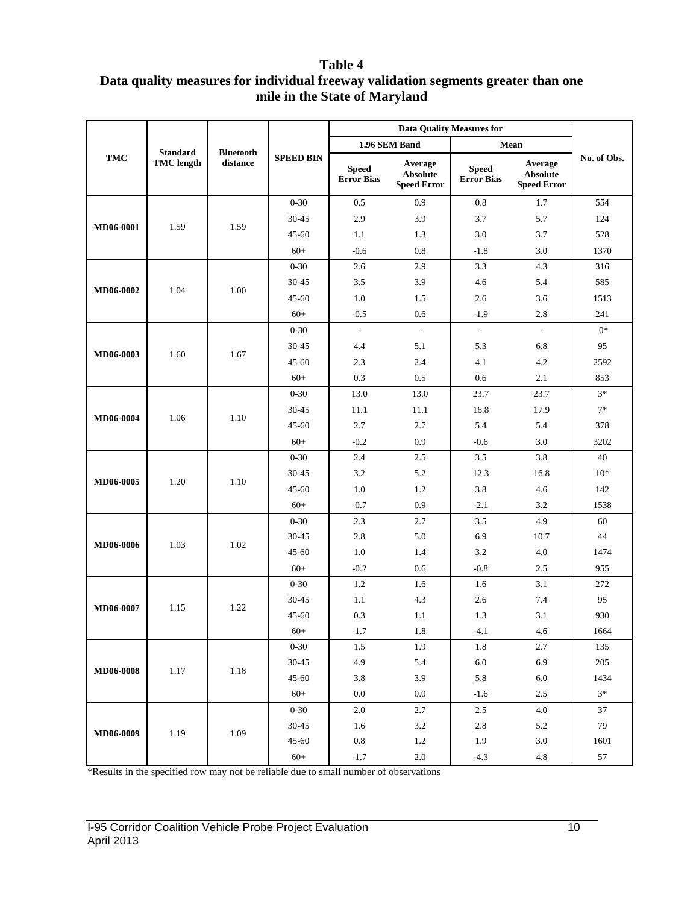**Table 4**
**Data quality measures for individual freeway validation segments greater than one mile in the State of Maryland**

| TMC | Standard TMC length | Bluetooth distance | SPEED BIN | Data Quality Measures for | | | | No. of Obs. |
|---|---|---|---|---|---|---|---|---|
| | | | | 1.96 SEM Band | | Mean | | |
| | | | | Speed Error Bias | Average Absolute Speed Error | Speed Error Bias | Average Absolute Speed Error | |
| MD06-0001 | 1.59 | 1.59 | 0-30 | 0.5 | 0.9 | 0.8 | 1.7 | 554 |
| | | | 30-45 | 2.9 | 3.9 | 3.7 | 5.7 | 124 |
| | | | 45-60 | 1.1 | 1.3 | 3.0 | 3.7 | 528 |
| | | | 60+ | -0.6 | 0.8 | -1.8 | 3.0 | 1370 |
| MD06-0002 | 1.04 | 1.00 | 0-30 | 2.6 | 2.9 | 3.3 | 4.3 | 316 |
| | | | 30-45 | 3.5 | 3.9 | 4.6 | 5.4 | 585 |
| | | | 45-60 | 1.0 | 1.5 | 2.6 | 3.6 | 1513 |
| | | | 60+ | -0.5 | 0.6 | -1.9 | 2.8 | 241 |
| MD06-0003 | 1.60 | 1.67 | 0-30 | - | - | - | - | 0* |
| | | | 30-45 | 4.4 | 5.1 | 5.3 | 6.8 | 95 |
| | | | 45-60 | 2.3 | 2.4 | 4.1 | 4.2 | 2592 |
| | | | 60+ | 0.3 | 0.5 | 0.6 | 2.1 | 853 |
| MD06-0004 | 1.06 | 1.10 | 0-30 | 13.0 | 13.0 | 23.7 | 23.7 | 3* |
| | | | 30-45 | 11.1 | 11.1 | 16.8 | 17.9 | 7* |
| | | | 45-60 | 2.7 | 2.7 | 5.4 | 5.4 | 378 |
| | | | 60+ | -0.2 | 0.9 | -0.6 | 3.0 | 3202 |
| MD06-0005 | 1.20 | 1.10 | 0-30 | 2.4 | 2.5 | 3.5 | 3.8 | 40 |
| | | | 30-45 | 3.2 | 5.2 | 12.3 | 16.8 | 10* |
| | | | 45-60 | 1.0 | 1.2 | 3.8 | 4.6 | 142 |
| | | | 60+ | -0.7 | 0.9 | -2.1 | 3.2 | 1538 |
| MD06-0006 | 1.03 | 1.02 | 0-30 | 2.3 | 2.7 | 3.5 | 4.9 | 60 |
| | | | 30-45 | 2.8 | 5.0 | 6.9 | 10.7 | 44 |
| | | | 45-60 | 1.0 | 1.4 | 3.2 | 4.0 | 1474 |
| | | | 60+ | -0.2 | 0.6 | -0.8 | 2.5 | 955 |
| MD06-0007 | 1.15 | 1.22 | 0-30 | 1.2 | 1.6 | 1.6 | 3.1 | 272 |
| | | | 30-45 | 1.1 | 4.3 | 2.6 | 7.4 | 95 |
| | | | 45-60 | 0.3 | 1.1 | 1.3 | 3.1 | 930 |
| | | | 60+ | -1.7 | 1.8 | -4.1 | 4.6 | 1664 |
| MD06-0008 | 1.17 | 1.18 | 0-30 | 1.5 | 1.9 | 1.8 | 2.7 | 135 |
| | | | 30-45 | 4.9 | 5.4 | 6.0 | 6.9 | 205 |
| | | | 45-60 | 3.8 | 3.9 | 5.8 | 6.0 | 1434 |
| | | | 60+ | 0.0 | 0.0 | -1.6 | 2.5 | 3* |
| MD06-0009 | 1.19 | 1.09 | 0-30 | 2.0 | 2.7 | 2.5 | 4.0 | 37 |
| | | | 30-45 | 1.6 | 3.2 | 2.8 | 5.2 | 79 |
| | | | 45-60 | 0.8 | 1.2 | 1.9 | 3.0 | 1601 |
| | | | 60+ | -1.7 | 2.0 | -4.3 | 4.8 | 57 |

*Results in the specified row may not be reliable due to small number of observations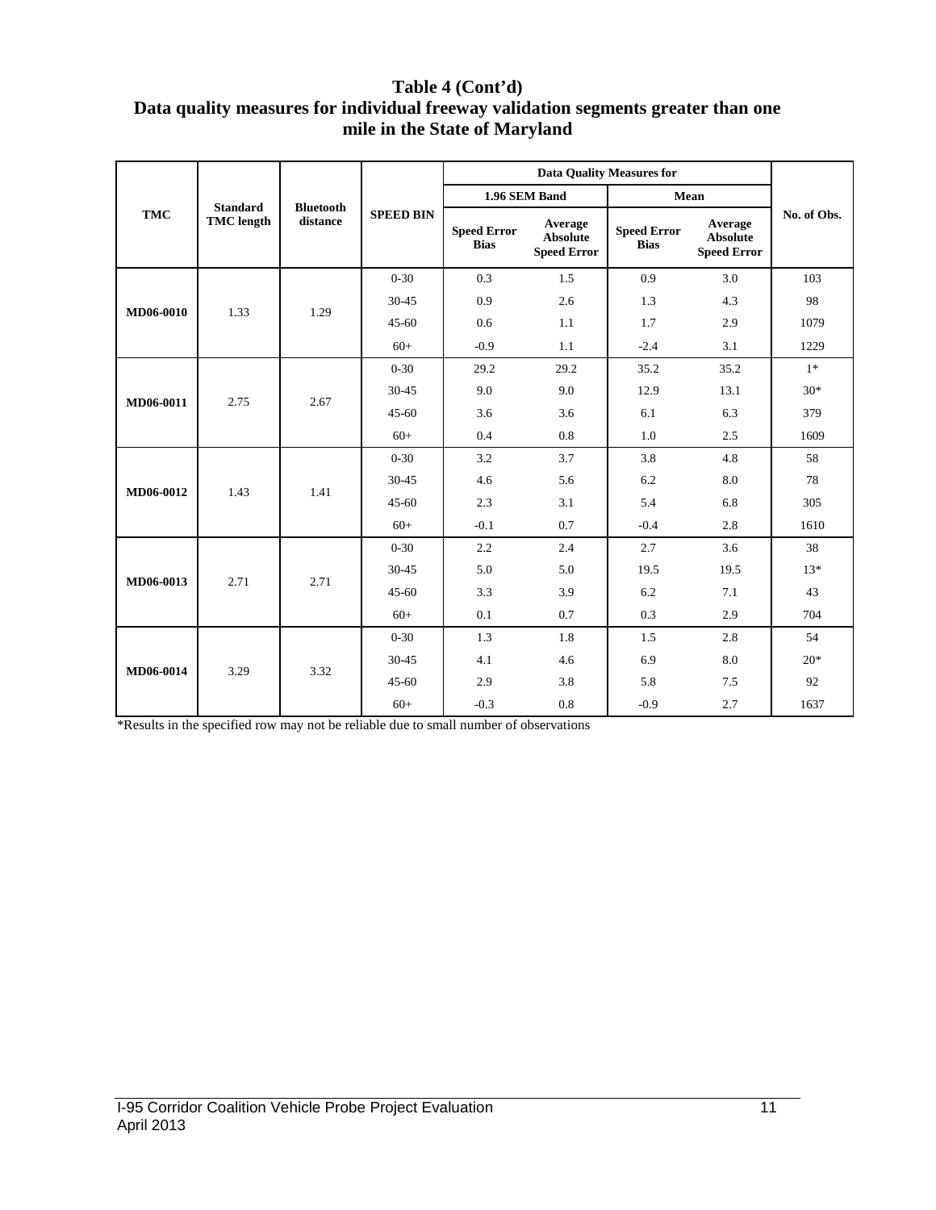## Table 4 (Cont'd)
## Data quality measures for individual freeway validation segments greater than one mile in the State of Maryland

| TMC | Standard TMC length | Bluetooth distance | SPEED BIN | Data Quality Measures for | | | | No. of Obs. |
|---|---|---|---|---|---|---|---|---|
| | | | | 1.96 SEM Band | | Mean | | |
| | | | | Speed Error Bias | Average Absolute Speed Error | Speed Error Bias | Average Absolute Speed Error | |
| MD06-0010 | 1.33 | 1.29 | 0-30 | 0.3 | 1.5 | 0.9 | 3.0 | 103 |
| | | | 30-45 | 0.9 | 2.6 | 1.3 | 4.3 | 98 |
| | | | 45-60 | 0.6 | 1.1 | 1.7 | 2.9 | 1079 |
| | | | 60+ | -0.9 | 1.1 | -2.4 | 3.1 | 1229 |
| MD06-0011 | 2.75 | 2.67 | 0-30 | 29.2 | 29.2 | 35.2 | 35.2 | 1* |
| | | | 30-45 | 9.0 | 9.0 | 12.9 | 13.1 | 30* |
| | | | 45-60 | 3.6 | 3.6 | 6.1 | 6.3 | 379 |
| | | | 60+ | 0.4 | 0.8 | 1.0 | 2.5 | 1609 |
| MD06-0012 | 1.43 | 1.41 | 0-30 | 3.2 | 3.7 | 3.8 | 4.8 | 58 |
| | | | 30-45 | 4.6 | 5.6 | 6.2 | 8.0 | 78 |
| | | | 45-60 | 2.3 | 3.1 | 5.4 | 6.8 | 305 |
| | | | 60+ | -0.1 | 0.7 | -0.4 | 2.8 | 1610 |
| MD06-0013 | 2.71 | 2.71 | 0-30 | 2.2 | 2.4 | 2.7 | 3.6 | 38 |
| | | | 30-45 | 5.0 | 5.0 | 19.5 | 19.5 | 13* |
| | | | 45-60 | 3.3 | 3.9 | 6.2 | 7.1 | 43 |
| | | | 60+ | 0.1 | 0.7 | 0.3 | 2.9 | 704 |
| MD06-0014 | 3.29 | 3.32 | 0-30 | 1.3 | 1.8 | 1.5 | 2.8 | 54 |
| | | | 30-45 | 4.1 | 4.6 | 6.9 | 8.0 | 20* |
| | | | 45-60 | 2.9 | 3.8 | 5.8 | 7.5 | 92 |
| | | | 60+ | -0.3 | 0.8 | -0.9 | 2.7 | 1637 |

*Results in the specified row may not be reliable due to small number of observations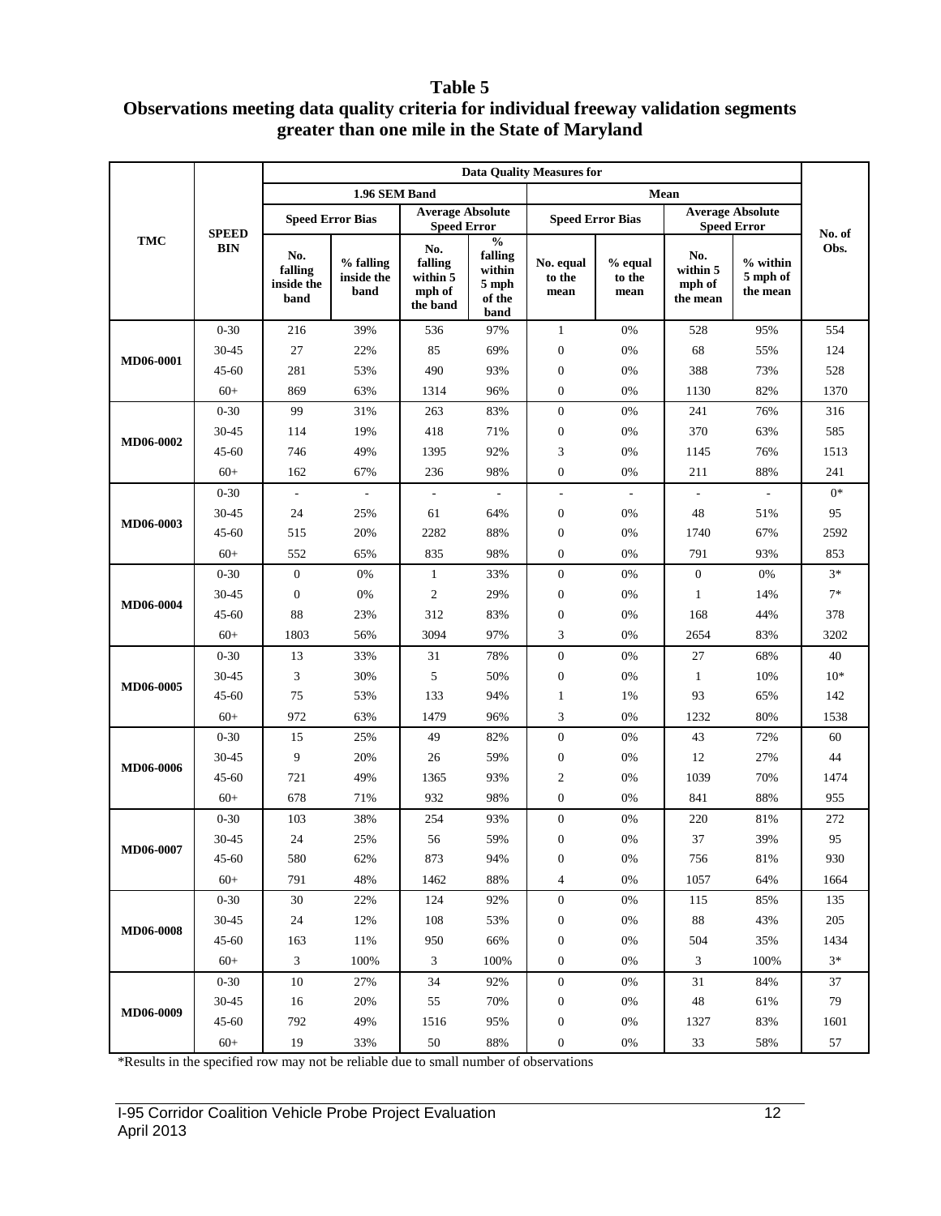**Table 5**
**Observations meeting data quality criteria for individual freeway validation segments greater than one mile in the State of Maryland**

| TMC | SPEED BIN | Data Quality Measures for | | | | | | | | No. of Obs. |
|---|---|---|---|---|---|---|---|---|---|---|
| | | 1.96 SEM Band | | | | Mean | | | | |
| | | Speed Error Bias | | Average Absolute Speed Error | | Speed Error Bias | | Average Absolute Speed Error | | |
| | | No. falling inside the band | % falling inside the band | No. falling within 5 mph of the band | % falling within 5 mph of the band | No. equal to the mean | % equal to the mean | No. within 5 mph of the mean | % within 5 mph of the mean | |
| MD06-0001 | 0-30 | 216 | 39% | 536 | 97% | 1 | 0% | 528 | 95% | 554 |
| | 30-45 | 27 | 22% | 85 | 69% | 0 | 0% | 68 | 55% | 124 |
| | 45-60 | 281 | 53% | 490 | 93% | 0 | 0% | 388 | 73% | 528 |
| | 60+ | 869 | 63% | 1314 | 96% | 0 | 0% | 1130 | 82% | 1370 |
| MD06-0002 | 0-30 | 99 | 31% | 263 | 83% | 0 | 0% | 241 | 76% | 316 |
| | 30-45 | 114 | 19% | 418 | 71% | 0 | 0% | 370 | 63% | 585 |
| | 45-60 | 746 | 49% | 1395 | 92% | 3 | 0% | 1145 | 76% | 1513 |
| | 60+ | 162 | 67% | 236 | 98% | 0 | 0% | 211 | 88% | 241 |
| MD06-0003 | 0-30 | - | - | - | - | - | - | - | - | 0* |
| | 30-45 | 24 | 25% | 61 | 64% | 0 | 0% | 48 | 51% | 95 |
| | 45-60 | 515 | 20% | 2282 | 88% | 0 | 0% | 1740 | 67% | 2592 |
| | 60+ | 552 | 65% | 835 | 98% | 0 | 0% | 791 | 93% | 853 |
| MD06-0004 | 0-30 | 0 | 0% | 1 | 33% | 0 | 0% | 0 | 0% | 3* |
| | 30-45 | 0 | 0% | 2 | 29% | 0 | 0% | 1 | 14% | 7* |
| | 45-60 | 88 | 23% | 312 | 83% | 0 | 0% | 168 | 44% | 378 |
| | 60+ | 1803 | 56% | 3094 | 97% | 3 | 0% | 2654 | 83% | 3202 |
| MD06-0005 | 0-30 | 13 | 33% | 31 | 78% | 0 | 0% | 27 | 68% | 40 |
| | 30-45 | 3 | 30% | 5 | 50% | 0 | 0% | 1 | 10% | 10* |
| | 45-60 | 75 | 53% | 133 | 94% | 1 | 1% | 93 | 65% | 142 |
| | 60+ | 972 | 63% | 1479 | 96% | 3 | 0% | 1232 | 80% | 1538 |
| MD06-0006 | 0-30 | 15 | 25% | 49 | 82% | 0 | 0% | 43 | 72% | 60 |
| | 30-45 | 9 | 20% | 26 | 59% | 0 | 0% | 12 | 27% | 44 |
| | 45-60 | 721 | 49% | 1365 | 93% | 2 | 0% | 1039 | 70% | 1474 |
| | 60+ | 678 | 71% | 932 | 98% | 0 | 0% | 841 | 88% | 955 |
| MD06-0007 | 0-30 | 103 | 38% | 254 | 93% | 0 | 0% | 220 | 81% | 272 |
| | 30-45 | 24 | 25% | 56 | 59% | 0 | 0% | 37 | 39% | 95 |
| | 45-60 | 580 | 62% | 873 | 94% | 0 | 0% | 756 | 81% | 930 |
| | 60+ | 791 | 48% | 1462 | 88% | 4 | 0% | 1057 | 64% | 1664 |
| MD06-0008 | 0-30 | 30 | 22% | 124 | 92% | 0 | 0% | 115 | 85% | 135 |
| | 30-45 | 24 | 12% | 108 | 53% | 0 | 0% | 88 | 43% | 205 |
| | 45-60 | 163 | 11% | 950 | 66% | 0 | 0% | 504 | 35% | 1434 |
| | 60+ | 3 | 100% | 3 | 100% | 0 | 0% | 3 | 100% | 3* |
| MD06-0009 | 0-30 | 10 | 27% | 34 | 92% | 0 | 0% | 31 | 84% | 37 |
| | 30-45 | 16 | 20% | 55 | 70% | 0 | 0% | 48 | 61% | 79 |
| | 45-60 | 792 | 49% | 1516 | 95% | 0 | 0% | 1327 | 83% | 1601 |
| | 60+ | 19 | 33% | 50 | 88% | 0 | 0% | 33 | 58% | 57 |

*Results in the specified row may not be reliable due to small number of observations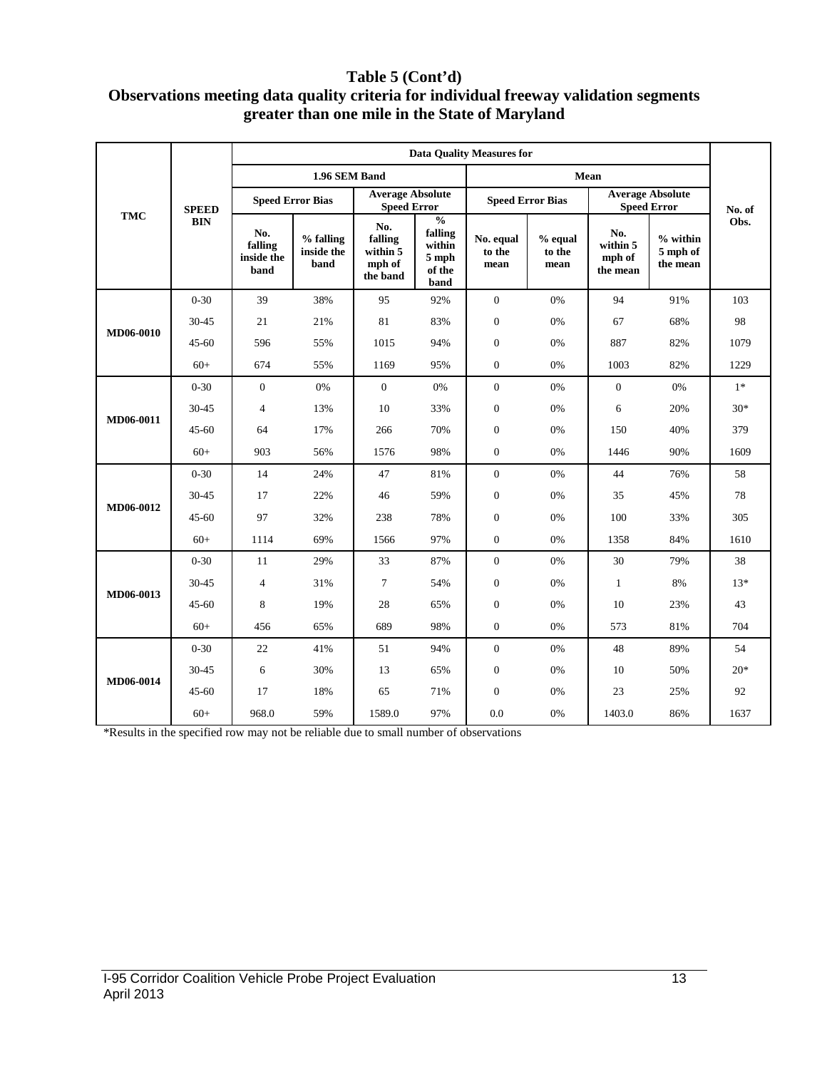## Table 5 (Cont'd)
## Observations meeting data quality criteria for individual freeway validation segments greater than one mile in the State of Maryland

| TMC | SPEED BIN | Data Quality Measures for | | | | | | | | No. of Obs. |
|---|---|---|---|---|---|---|---|---|---|---|
| | | 1.96 SEM Band | | | | Mean | | | | |
| | | Speed Error Bias | | Average Absolute Speed Error | | Speed Error Bias | | Average Absolute Speed Error | | |
| | | No. falling inside the band | % falling inside the band | No. falling within 5 mph of the band | % falling within 5 mph of the band | No. equal to the mean | % equal to the mean | No. within 5 mph of the mean | % within 5 mph of the mean | |
| MD06-0010 | 0-30 | 39 | 38% | 95 | 92% | 0 | 0% | 94 | 91% | 103 |
| | 30-45 | 21 | 21% | 81 | 83% | 0 | 0% | 67 | 68% | 98 |
| | 45-60 | 596 | 55% | 1015 | 94% | 0 | 0% | 887 | 82% | 1079 |
| | 60+ | 674 | 55% | 1169 | 95% | 0 | 0% | 1003 | 82% | 1229 |
| MD06-0011 | 0-30 | 0 | 0% | 0 | 0% | 0 | 0% | 0 | 0% | 1* |
| | 30-45 | 4 | 13% | 10 | 33% | 0 | 0% | 6 | 20% | 30* |
| | 45-60 | 64 | 17% | 266 | 70% | 0 | 0% | 150 | 40% | 379 |
| | 60+ | 903 | 56% | 1576 | 98% | 0 | 0% | 1446 | 90% | 1609 |
| MD06-0012 | 0-30 | 14 | 24% | 47 | 81% | 0 | 0% | 44 | 76% | 58 |
| | 30-45 | 17 | 22% | 46 | 59% | 0 | 0% | 35 | 45% | 78 |
| | 45-60 | 97 | 32% | 238 | 78% | 0 | 0% | 100 | 33% | 305 |
| | 60+ | 1114 | 69% | 1566 | 97% | 0 | 0% | 1358 | 84% | 1610 |
| MD06-0013 | 0-30 | 11 | 29% | 33 | 87% | 0 | 0% | 30 | 79% | 38 |
| | 30-45 | 4 | 31% | 7 | 54% | 0 | 0% | 1 | 8% | 13* |
| | 45-60 | 8 | 19% | 28 | 65% | 0 | 0% | 10 | 23% | 43 |
| | 60+ | 456 | 65% | 689 | 98% | 0 | 0% | 573 | 81% | 704 |
| MD06-0014 | 0-30 | 22 | 41% | 51 | 94% | 0 | 0% | 48 | 89% | 54 |
| | 30-45 | 6 | 30% | 13 | 65% | 0 | 0% | 10 | 50% | 20* |
| | 45-60 | 17 | 18% | 65 | 71% | 0 | 0% | 23 | 25% | 92 |
| | 60+ | 968.0 | 59% | 1589.0 | 97% | 0.0 | 0% | 1403.0 | 86% | 1637 |

*Results in the specified row may not be reliable due to small number of observations